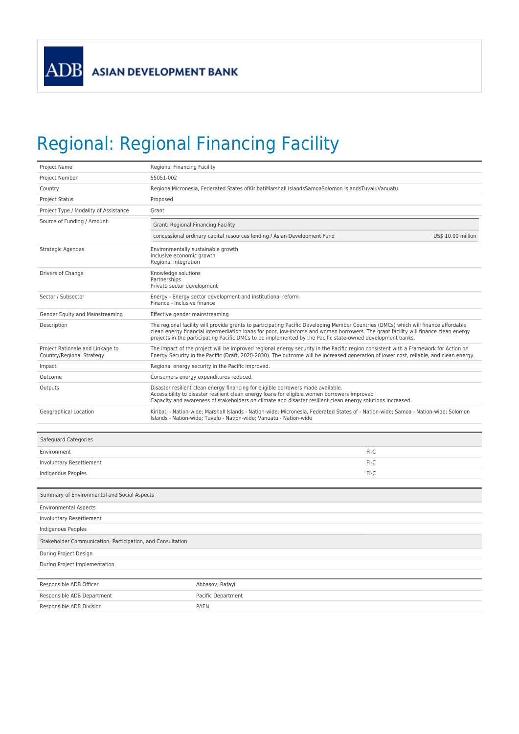# Regional: Regional Financing Facility

| | |
|---|---|
| Project Name | Regional Financing Facility |
| Project Number | 55051-002 |
| Country | RegionalMicronesia, Federated States ofKiribatiMarshall IslandsSamoaSolomon IslandsTuvaluVanuatu |
| Project Status | Proposed |
| Project Type / Modality of Assistance | Grant |
| Source of Funding / Amount | Grant: Regional Financing Facility<br>concessional ordinary capital resources lending / Asian Development Fund — US$ 10.00 million |
| Strategic Agendas | Environmentally sustainable growth<br>Inclusive economic growth<br>Regional integration |
| Drivers of Change | Knowledge solutions<br>Partnerships<br>Private sector development |
| Sector / Subsector | Energy - Energy sector development and institutional reform<br>Finance - Inclusive finance |
| Gender Equity and Mainstreaming | Effective gender mainstreaming |
| Description | The regional facility will provide grants to participating Pacific Developing Member Countries (DMCs) which will finance affordable clean energy financial intermediation loans for poor, low-income and women borrowers. The grant facility will finance clean energy projects in the participating Pacific DMCs to be implemented by the Pacific state-owned development banks. |
| Project Rationale and Linkage to Country/Regional Strategy | The impact of the project will be improved regional energy security in the Pacific region consistent with a Framework for Action on Energy Security in the Pacific (Draft, 2020-2030). The outcome will be increased generation of lower cost, reliable, and clean energy. |
| Impact | Regional energy security in the Pacific improved. |
| Outcome | Consumers energy expenditures reduced. |
| Outputs | Disaster resilient clean energy financing for eligible borrowers made available.<br>Accessibility to disaster resilient clean energy loans for eligible women borrowers improved<br>Capacity and awareness of stakeholders on climate and disaster resilient clean energy solutions increased. |
| Geographical Location | Kiribati - Nation-wide; Marshall Islands - Nation-wide; Micronesia, Federated States of - Nation-wide; Samoa - Nation-wide; Solomon Islands - Nation-wide; Tuvalu - Nation-wide; Vanuatu - Nation-wide |

| Safeguard Categories | |
|---|---|
| Environment | FI-C |
| Involuntary Resettlement | FI-C |
| Indigenous Peoples | FI-C |

| Summary of Environmental and Social Aspects |
|---|
| Environmental Aspects |
| Involuntary Resettlement |
| Indigenous Peoples |
| **Stakeholder Communication, Participation, and Consultation** |
| During Project Design |
| During Project Implementation |

| | |
|---|---|
| Responsible ADB Officer | Abbasov, Rafayil |
| Responsible ADB Department | Pacific Department |
| Responsible ADB Division | PAEN |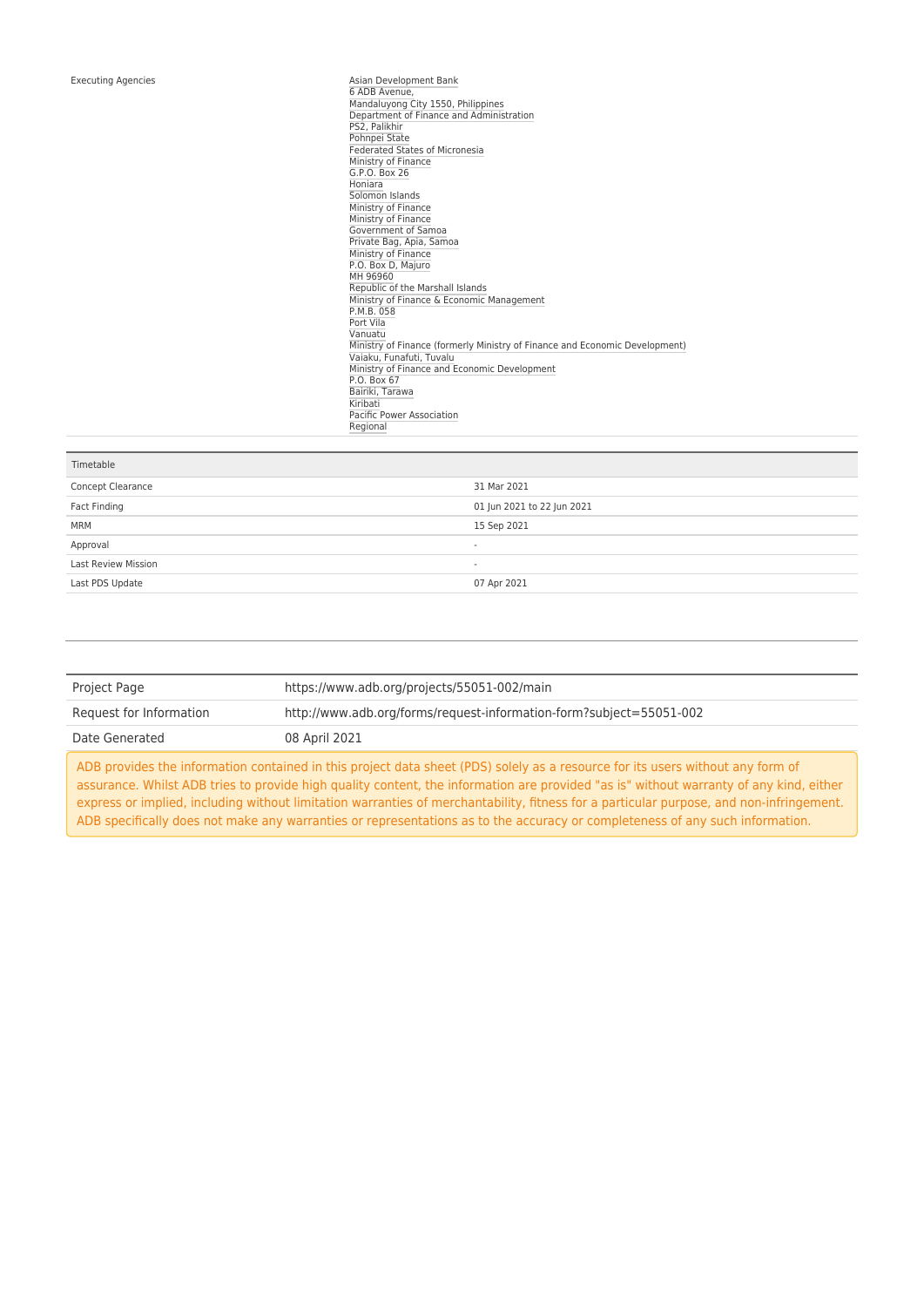| | |
|---|---|
| Executing Agencies | Asian Development Bank<br>6 ADB Avenue,<br>Mandaluyong City 1550, Philippines<br>Department of Finance and Administration<br>PS2, Palikhir<br>Pohnpei State<br>Federated States of Micronesia<br>Ministry of Finance<br>G.P.O. Box 26<br>Honiara<br>Solomon Islands<br>Ministry of Finance<br>Ministry of Finance<br>Government of Samoa<br>Private Bag, Apia, Samoa<br>Ministry of Finance<br>P.O. Box D, Majuro<br>MH 96960<br>Republic of the Marshall Islands<br>Ministry of Finance & Economic Management<br>P.M.B. 058<br>Port Vila<br>Vanuatu<br>Ministry of Finance (formerly Ministry of Finance and Economic Development)<br>Vaiaku, Funafuti, Tuvalu<br>Ministry of Finance and Economic Development<br>P.O. Box 67<br>Bairiki, Tarawa<br>Kiribati<br>Pacific Power Association<br>Regional |

| Timetable | |
|---|---|
| Concept Clearance | 31 Mar 2021 |
| Fact Finding | 01 Jun 2021 to 22 Jun 2021 |
| MRM | 15 Sep 2021 |
| Approval | - |
| Last Review Mission | - |
| Last PDS Update | 07 Apr 2021 |

| | |
|---|---|
| Project Page | https://www.adb.org/projects/55051-002/main |
| Request for Information | http://www.adb.org/forms/request-information-form?subject=55051-002 |
| Date Generated | 08 April 2021 |

ADB provides the information contained in this project data sheet (PDS) solely as a resource for its users without any form of assurance. Whilst ADB tries to provide high quality content, the information are provided "as is" without warranty of any kind, either express or implied, including without limitation warranties of merchantability, fitness for a particular purpose, and non-infringement. ADB specifically does not make any warranties or representations as to the accuracy or completeness of any such information.